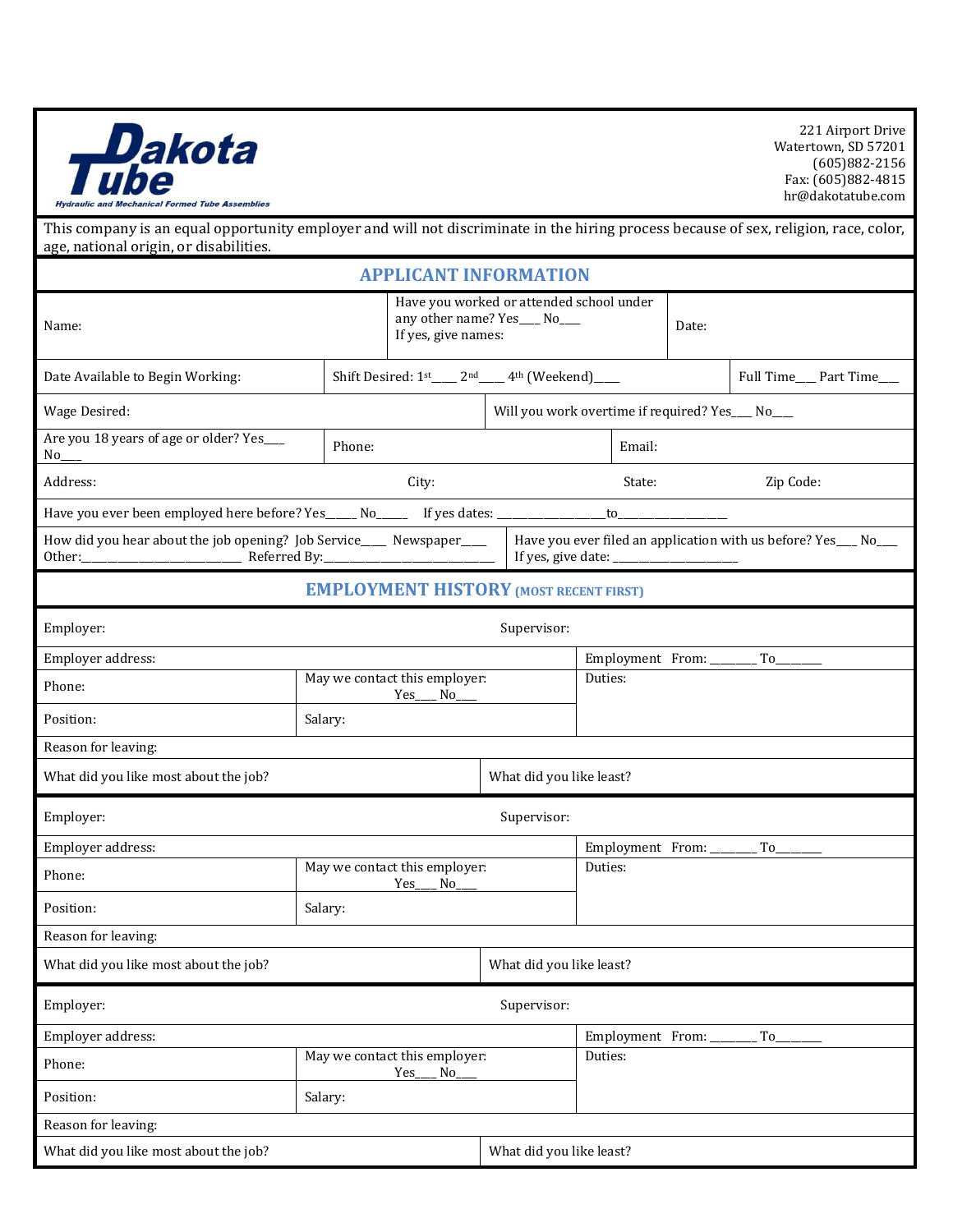**Dakota Tube**
*Hydraulic and Mechanical Formed Tube Assemblies*

221 Airport Drive
Watertown, SD 57201
(605)882-2156
Fax: (605)882-4815
hr@dakotatube.com

This company is an equal opportunity employer and will not discriminate in the hiring process because of sex, religion, race, color, age, national origin, or disabilities.

## APPLICANT INFORMATION

| | | |
|---|---|---|
| Name: | Have you worked or attended school under any other name? Yes___ No___ If yes, give names: | Date: |

| | | |
|---|---|---|
| Date Available to Begin Working: | Shift Desired: 1st____ 2nd____ 4th (Weekend)____ | Full Time___ Part Time___ |

| | |
|---|---|
| Wage Desired: | Will you work overtime if required? Yes___ No___ |

| | | |
|---|---|---|
| Are you 18 years of age or older? Yes___ No___ | Phone: | Email: |

| | | | |
|---|---|---|---|
| Address: | City: | State: | Zip Code: |

Have you ever been employed here before? Yes_____ No_____ If yes dates: _________________to__________________

| | |
|---|---|
| How did you hear about the job opening? Job Service____ Newspaper____ Other:__________________________ Referred By:____________________________ | Have you ever filed an application with us before? Yes___ No___ If yes, give date: ____________________ |

## EMPLOYMENT HISTORY (MOST RECENT FIRST)

| | | |
|---|---|---|
| Employer: | Supervisor: | |
| Employer address: | | Employment From: _______ To_______ |
| Phone: | May we contact this employer: Yes___ No___ | Duties: |
| Position: | Salary: | |
| Reason for leaving: | | |
| What did you like most about the job? | What did you like least? | |

| | | |
|---|---|---|
| Employer: | Supervisor: | |
| Employer address: | | Employment From: _______ To_______ |
| Phone: | May we contact this employer: Yes___ No___ | Duties: |
| Position: | Salary: | |
| Reason for leaving: | | |
| What did you like most about the job? | What did you like least? | |

| | | |
|---|---|---|
| Employer: | Supervisor: | |
| Employer address: | | Employment From: _______ To_______ |
| Phone: | May we contact this employer: Yes___ No___ | Duties: |
| Position: | Salary: | |
| Reason for leaving: | | |
| What did you like most about the job? | What did you like least? | |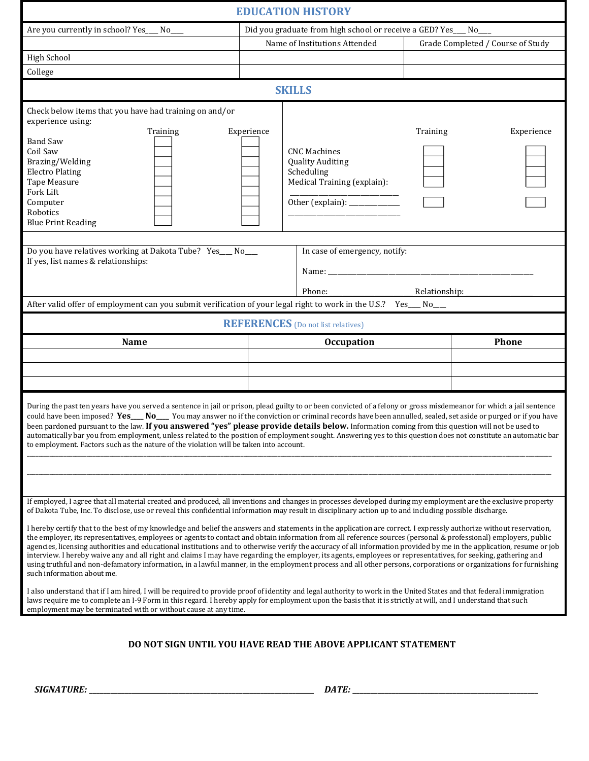## EDUCATION HISTORY

| Are you currently in school? Yes___ No___ | Did you graduate from high school or receive a GED? Yes___ No___ | |
|---|---|---|
| | Name of Institutions Attended | Grade Completed / Course of Study |
| High School | | |
| College | | |

## SKILLS

Check below items that you have had training on and/or experience using:

| | Training | Experience |
|---|---|---|
| Band Saw | ☐ | ☐ |
| Coil Saw | ☐ | ☐ |
| Brazing/Welding | ☐ | ☐ |
| Electro Plating | ☐ | ☐ |
| Tape Measure | ☐ | ☐ |
| Fork Lift | ☐ | ☐ |
| Computer | ☐ | ☐ |
| Robotics | ☐ | ☐ |
| Blue Print Reading | ☐ | ☐ |

| | Training | Experience |
|---|---|---|
| CNC Machines | ☐ | ☐ |
| Quality Auditing | ☐ | ☐ |
| Scheduling | ☐ | ☐ |
| Medical Training (explain): ___________________________ | ☐ | ☐ |
| Other (explain): _____________ ___________________________ | ☐ | ☐ |

Do you have relatives working at Dakota Tube? Yes___ No___
If yes, list names & relationships:

In case of emergency, notify:

Name: ____________________________________________________

Phone: ______________________ Relationship: _________________

After valid offer of employment can you submit verification of your legal right to work in the U.S.? Yes___ No___

## REFERENCES (Do not list relatives)

| Name | Occupation | Phone |
|---|---|---|
| | | |
| | | |
| | | |

During the past ten years have you served a sentence in jail or prison, plead guilty to or been convicted of a felony or gross misdemeanor for which a jail sentence could have been imposed? **Yes___ No___** You may answer no if the conviction or criminal records have been annulled, sealed, set aside or purged or if you have been pardoned pursuant to the law. **If you answered "yes" please provide details below.** Information coming from this question will not be used to automatically bar you from employment, unless related to the position of employment sought. Answering yes to this question does not constitute an automatic bar to employment. Factors such as the nature of the violation will be taken into account.

_______________________________________________________________________________________________________________

_______________________________________________________________________________________________________________

If employed, I agree that all material created and produced, all inventions and changes in processes developed during my employment are the exclusive property of Dakota Tube, Inc. To disclose, use or reveal this confidential information may result in disciplinary action up to and including possible discharge.

I hereby certify that to the best of my knowledge and belief the answers and statements in the application are correct. I expressly authorize without reservation, the employer, its representatives, employees or agents to contact and obtain information from all reference sources (personal & professional) employers, public agencies, licensing authorities and educational institutions and to otherwise verify the accuracy of all information provided by me in the application, resume or job interview. I hereby waive any and all right and claims I may have regarding the employer, its agents, employees or representatives, for seeking, gathering and using truthful and non-defamatory information, in a lawful manner, in the employment process and all other persons, corporations or organizations for furnishing such information about me.

I also understand that if I am hired, I will be required to provide proof of identity and legal authority to work in the United States and that federal immigration laws require me to complete an I-9 Form in this regard. I hereby apply for employment upon the basis that it is strictly at will, and I understand that such employment may be terminated with or without cause at any time.

**DO NOT SIGN UNTIL YOU HAVE READ THE ABOVE APPLICANT STATEMENT**

***SIGNATURE:*** ______________________________________________ ***DATE:*** ______________________________________